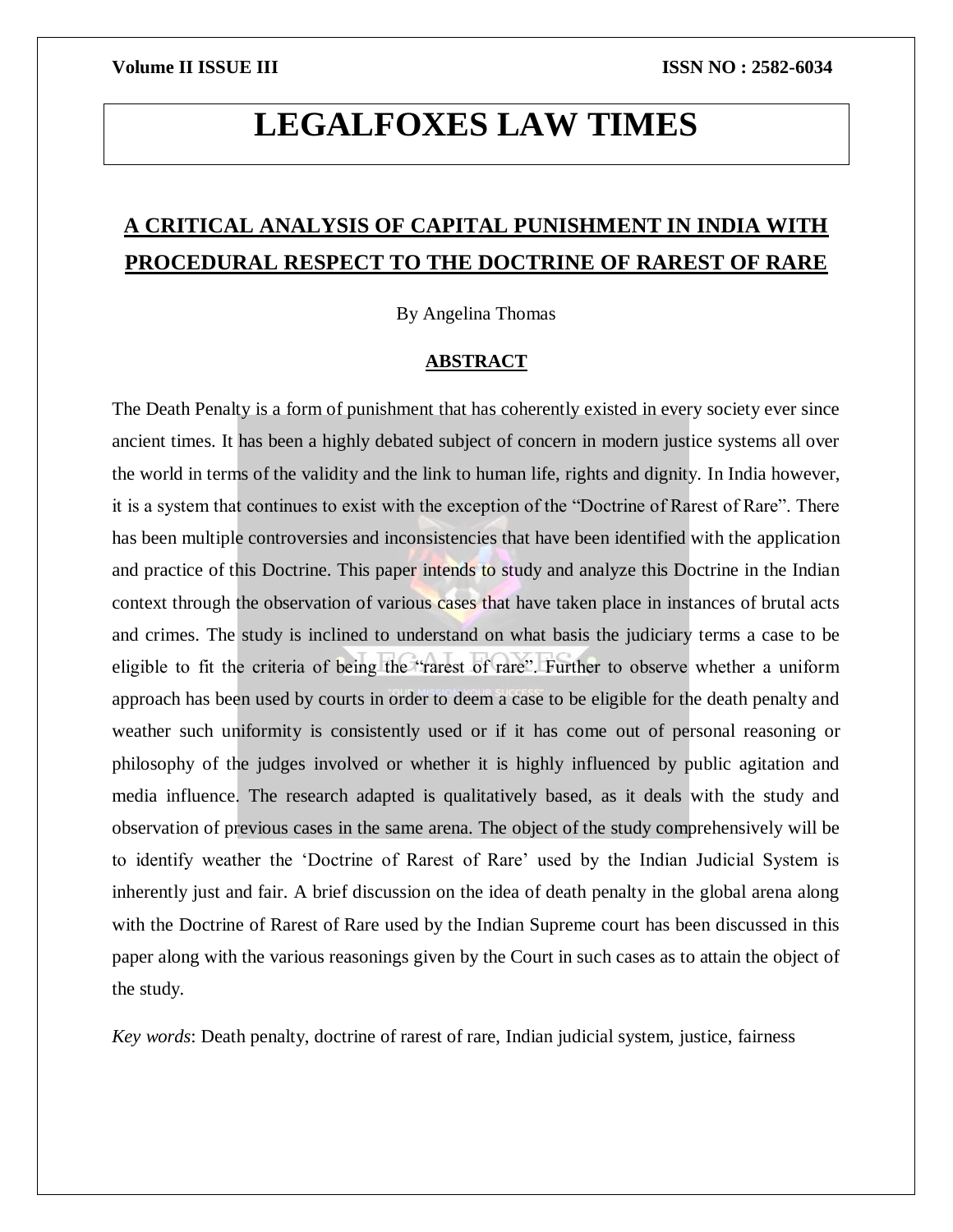# LEGALFOXES LAW TIMES

## A CRITICAL ANALYSIS OF CAPITAL PUNISHMENT IN INDIA WITH PROCEDURAL RESPECT TO THE DOCTRINE OF RAREST OF RARE

By Angelina Thomas

### ABSTRACT

The Death Penalty is a form of punishment that has coherently existed in every society ever since ancient times. It has been a highly debated subject of concern in modern justice systems all over the world in terms of the validity and the link to human life, rights and dignity. In India however, it is a system that continues to exist with the exception of the "Doctrine of Rarest of Rare". There has been multiple controversies and inconsistencies that have been identified with the application and practice of this Doctrine. This paper intends to study and analyze this Doctrine in the Indian context through the observation of various cases that have taken place in instances of brutal acts and crimes. The study is inclined to understand on what basis the judiciary terms a case to be eligible to fit the criteria of being the "rarest of rare". Further to observe whether a uniform approach has been used by courts in order to deem a case to be eligible for the death penalty and weather such uniformity is consistently used or if it has come out of personal reasoning or philosophy of the judges involved or whether it is highly influenced by public agitation and media influence. The research adapted is qualitatively based, as it deals with the study and observation of previous cases in the same arena. The object of the study comprehensively will be to identify weather the 'Doctrine of Rarest of Rare' used by the Indian Judicial System is inherently just and fair. A brief discussion on the idea of death penalty in the global arena along with the Doctrine of Rarest of Rare used by the Indian Supreme court has been discussed in this paper along with the various reasonings given by the Court in such cases as to attain the object of the study.

*Key words*: Death penalty, doctrine of rarest of rare, Indian judicial system, justice, fairness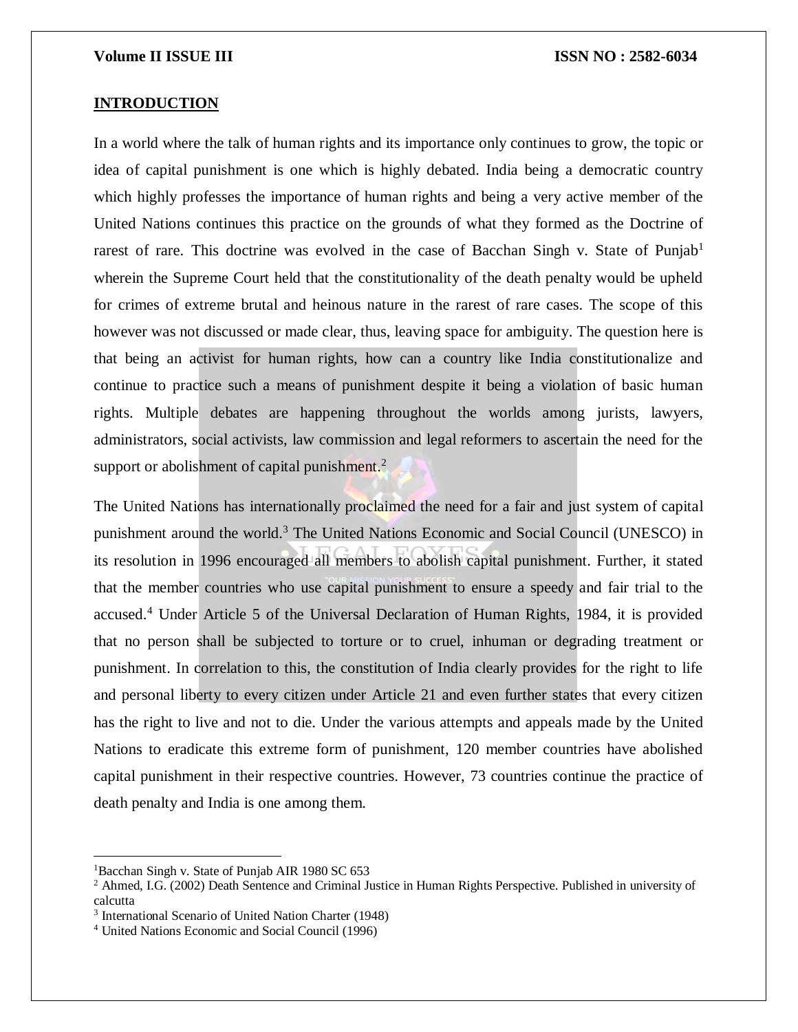## INTRODUCTION

In a world where the talk of human rights and its importance only continues to grow, the topic or idea of capital punishment is one which is highly debated. India being a democratic country which highly professes the importance of human rights and being a very active member of the United Nations continues this practice on the grounds of what they formed as the Doctrine of rarest of rare. This doctrine was evolved in the case of Bacchan Singh v. State of Punjab[1] wherein the Supreme Court held that the constitutionality of the death penalty would be upheld for crimes of extreme brutal and heinous nature in the rarest of rare cases. The scope of this however was not discussed or made clear, thus, leaving space for ambiguity. The question here is that being an activist for human rights, how can a country like India constitutionalize and continue to practice such a means of punishment despite it being a violation of basic human rights. Multiple debates are happening throughout the worlds among jurists, lawyers, administrators, social activists, law commission and legal reformers to ascertain the need for the support or abolishment of capital punishment.[2]

The United Nations has internationally proclaimed the need for a fair and just system of capital punishment around the world.[3] The United Nations Economic and Social Council (UNESCO) in its resolution in 1996 encouraged all members to abolish capital punishment. Further, it stated that the member countries who use capital punishment to ensure a speedy and fair trial to the accused.[4] Under Article 5 of the Universal Declaration of Human Rights, 1984, it is provided that no person shall be subjected to torture or to cruel, inhuman or degrading treatment or punishment. In correlation to this, the constitution of India clearly provides for the right to life and personal liberty to every citizen under Article 21 and even further states that every citizen has the right to live and not to die. Under the various attempts and appeals made by the United Nations to eradicate this extreme form of punishment, 120 member countries have abolished capital punishment in their respective countries. However, 73 countries continue the practice of death penalty and India is one among them.

---

[1] Bacchan Singh v. State of Punjab AIR 1980 SC 653

[2] Ahmed, I.G. (2002) Death Sentence and Criminal Justice in Human Rights Perspective. Published in university of calcutta

[3] International Scenario of United Nation Charter (1948)

[4] United Nations Economic and Social Council (1996)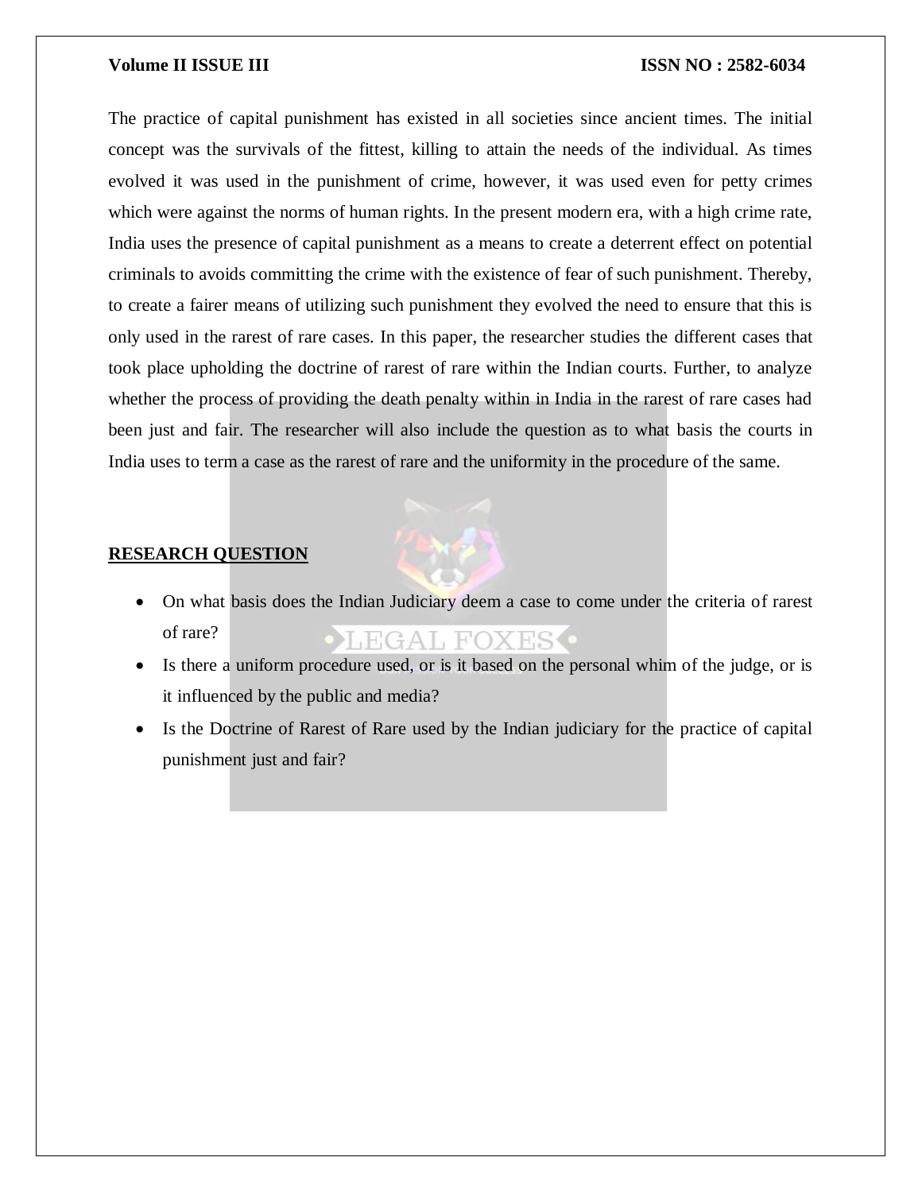The practice of capital punishment has existed in all societies since ancient times. The initial concept was the survivals of the fittest, killing to attain the needs of the individual. As times evolved it was used in the punishment of crime, however, it was used even for petty crimes which were against the norms of human rights. In the present modern era, with a high crime rate, India uses the presence of capital punishment as a means to create a deterrent effect on potential criminals to avoids committing the crime with the existence of fear of such punishment. Thereby, to create a fairer means of utilizing such punishment they evolved the need to ensure that this is only used in the rarest of rare cases. In this paper, the researcher studies the different cases that took place upholding the doctrine of rarest of rare within the Indian courts. Further, to analyze whether the process of providing the death penalty within in India in the rarest of rare cases had been just and fair. The researcher will also include the question as to what basis the courts in India uses to term a case as the rarest of rare and the uniformity in the procedure of the same.

## RESEARCH QUESTION

- On what basis does the Indian Judiciary deem a case to come under the criteria of rarest of rare?
- Is there a uniform procedure used, or is it based on the personal whim of the judge, or is it influenced by the public and media?
- Is the Doctrine of Rarest of Rare used by the Indian judiciary for the practice of capital punishment just and fair?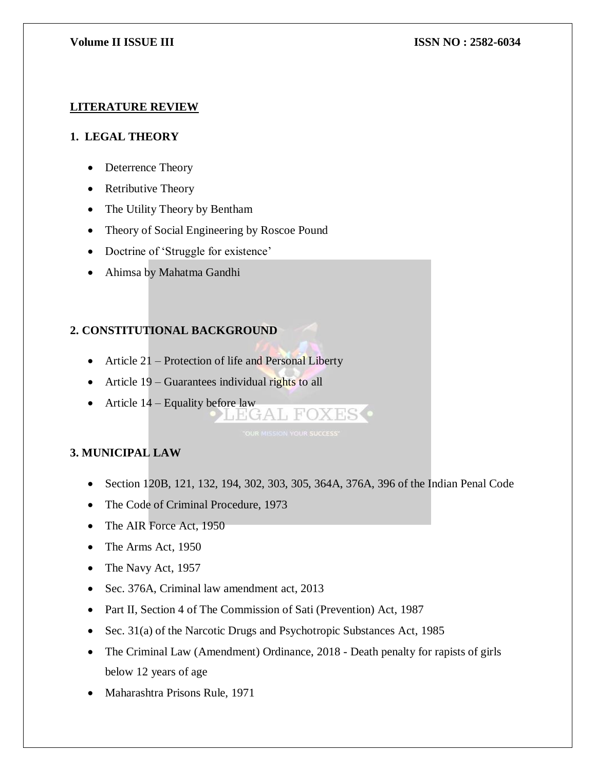## LITERATURE REVIEW

### 1. LEGAL THEORY

- Deterrence Theory
- Retributive Theory
- The Utility Theory by Bentham
- Theory of Social Engineering by Roscoe Pound
- Doctrine of 'Struggle for existence'
- Ahimsa by Mahatma Gandhi

### 2. CONSTITUTIONAL BACKGROUND

- Article 21 – Protection of life and Personal Liberty
- Article 19 – Guarantees individual rights to all
- Article 14 – Equality before law

### 3. MUNICIPAL LAW

- Section 120B, 121, 132, 194, 302, 303, 305, 364A, 376A, 396 of the Indian Penal Code
- The Code of Criminal Procedure, 1973
- The AIR Force Act, 1950
- The Arms Act, 1950
- The Navy Act, 1957
- Sec. 376A, Criminal law amendment act, 2013
- Part II, Section 4 of The Commission of Sati (Prevention) Act, 1987
- Sec. 31(a) of the Narcotic Drugs and Psychotropic Substances Act, 1985
- The Criminal Law (Amendment) Ordinance, 2018 - Death penalty for rapists of girls below 12 years of age
- Maharashtra Prisons Rule, 1971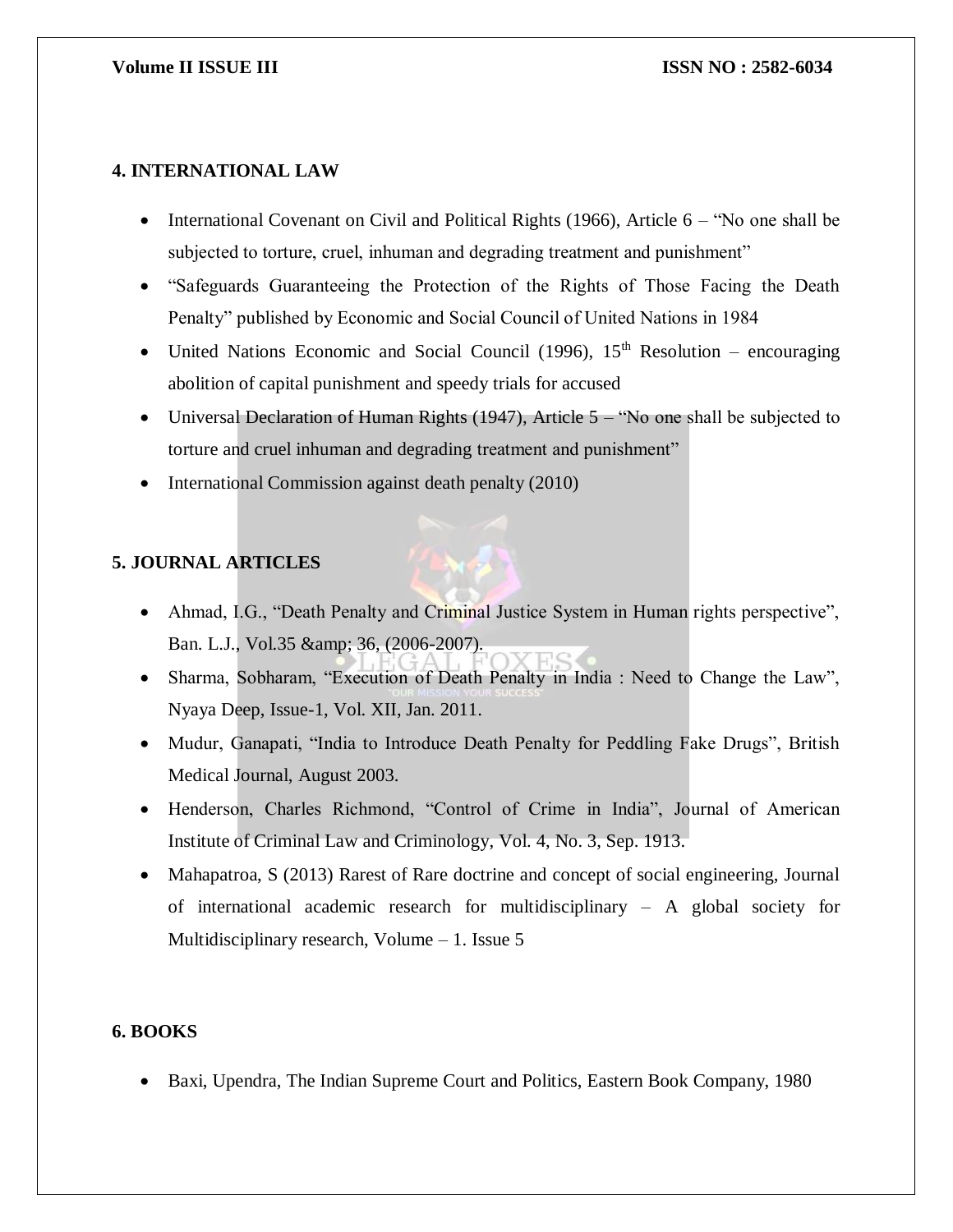## 4. INTERNATIONAL LAW

- International Covenant on Civil and Political Rights (1966), Article 6 – "No one shall be subjected to torture, cruel, inhuman and degrading treatment and punishment"
- "Safeguards Guaranteeing the Protection of the Rights of Those Facing the Death Penalty" published by Economic and Social Council of United Nations in 1984
- United Nations Economic and Social Council (1996), 15th Resolution – encouraging abolition of capital punishment and speedy trials for accused
- Universal Declaration of Human Rights (1947), Article 5 – "No one shall be subjected to torture and cruel inhuman and degrading treatment and punishment"
- International Commission against death penalty (2010)

## 5. JOURNAL ARTICLES

- Ahmad, I.G., "Death Penalty and Criminal Justice System in Human rights perspective", Ban. L.J., Vol.35 &amp; 36, (2006-2007).
- Sharma, Sobharam, "Execution of Death Penalty in India : Need to Change the Law", Nyaya Deep, Issue-1, Vol. XII, Jan. 2011.
- Mudur, Ganapati, "India to Introduce Death Penalty for Peddling Fake Drugs", British Medical Journal, August 2003.
- Henderson, Charles Richmond, "Control of Crime in India", Journal of American Institute of Criminal Law and Criminology, Vol. 4, No. 3, Sep. 1913.
- Mahapatroa, S (2013) Rarest of Rare doctrine and concept of social engineering, Journal of international academic research for multidisciplinary – A global society for Multidisciplinary research, Volume – 1. Issue 5

## 6. BOOKS

- Baxi, Upendra, The Indian Supreme Court and Politics, Eastern Book Company, 1980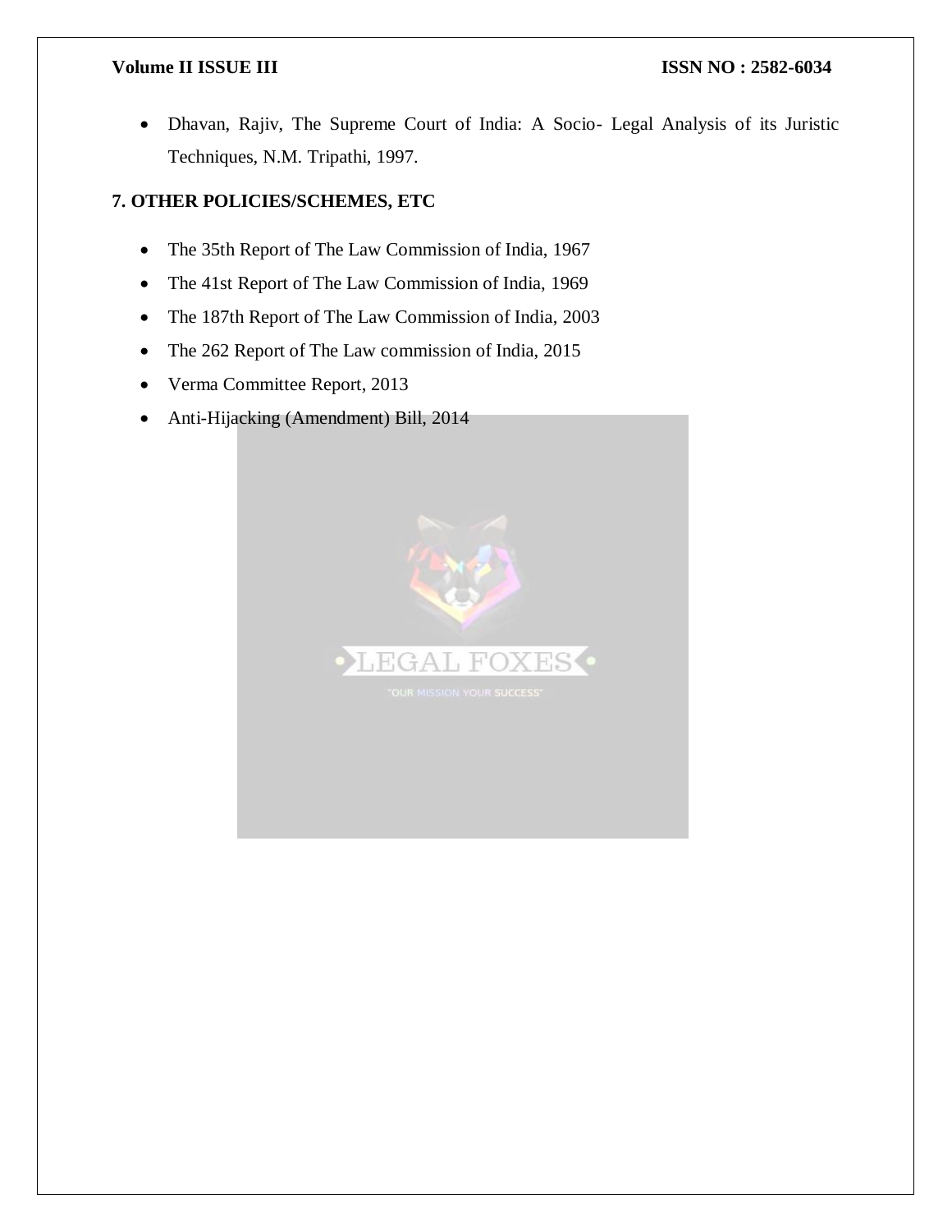- Dhavan, Rajiv, The Supreme Court of India: A Socio- Legal Analysis of its Juristic Techniques, N.M. Tripathi, 1997.

## 7. OTHER POLICIES/SCHEMES, ETC

- The 35th Report of The Law Commission of India, 1967
- The 41st Report of The Law Commission of India, 1969
- The 187th Report of The Law Commission of India, 2003
- The 262 Report of The Law commission of India, 2015
- Verma Committee Report, 2013
- Anti-Hijacking (Amendment) Bill, 2014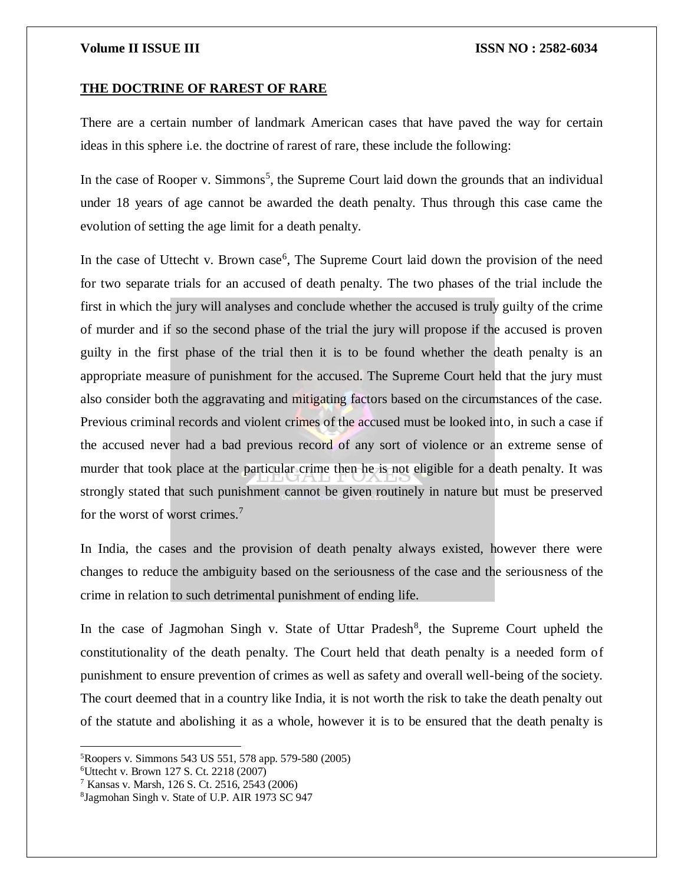## THE DOCTRINE OF RAREST OF RARE

There are a certain number of landmark American cases that have paved the way for certain ideas in this sphere i.e. the doctrine of rarest of rare, these include the following:

In the case of Rooper v. Simmons[5], the Supreme Court laid down the grounds that an individual under 18 years of age cannot be awarded the death penalty. Thus through this case came the evolution of setting the age limit for a death penalty.

In the case of Uttecht v. Brown case[6], The Supreme Court laid down the provision of the need for two separate trials for an accused of death penalty. The two phases of the trial include the first in which the jury will analyses and conclude whether the accused is truly guilty of the crime of murder and if so the second phase of the trial the jury will propose if the accused is proven guilty in the first phase of the trial then it is to be found whether the death penalty is an appropriate measure of punishment for the accused. The Supreme Court held that the jury must also consider both the aggravating and mitigating factors based on the circumstances of the case. Previous criminal records and violent crimes of the accused must be looked into, in such a case if the accused never had a bad previous record of any sort of violence or an extreme sense of murder that took place at the particular crime then he is not eligible for a death penalty. It was strongly stated that such punishment cannot be given routinely in nature but must be preserved for the worst of worst crimes.[7]

In India, the cases and the provision of death penalty always existed, however there were changes to reduce the ambiguity based on the seriousness of the case and the seriousness of the crime in relation to such detrimental punishment of ending life.

In the case of Jagmohan Singh v. State of Uttar Pradesh[8], the Supreme Court upheld the constitutionality of the death penalty. The Court held that death penalty is a needed form of punishment to ensure prevention of crimes as well as safety and overall well-being of the society. The court deemed that in a country like India, it is not worth the risk to take the death penalty out of the statute and abolishing it as a whole, however it is to be ensured that the death penalty is

---

[5]Roopers v. Simmons 543 US 551, 578 app. 579-580 (2005)

[6]Uttecht v. Brown 127 S. Ct. 2218 (2007)

[7] Kansas v. Marsh, 126 S. Ct. 2516, 2543 (2006)

[8]Jagmohan Singh v. State of U.P. AIR 1973 SC 947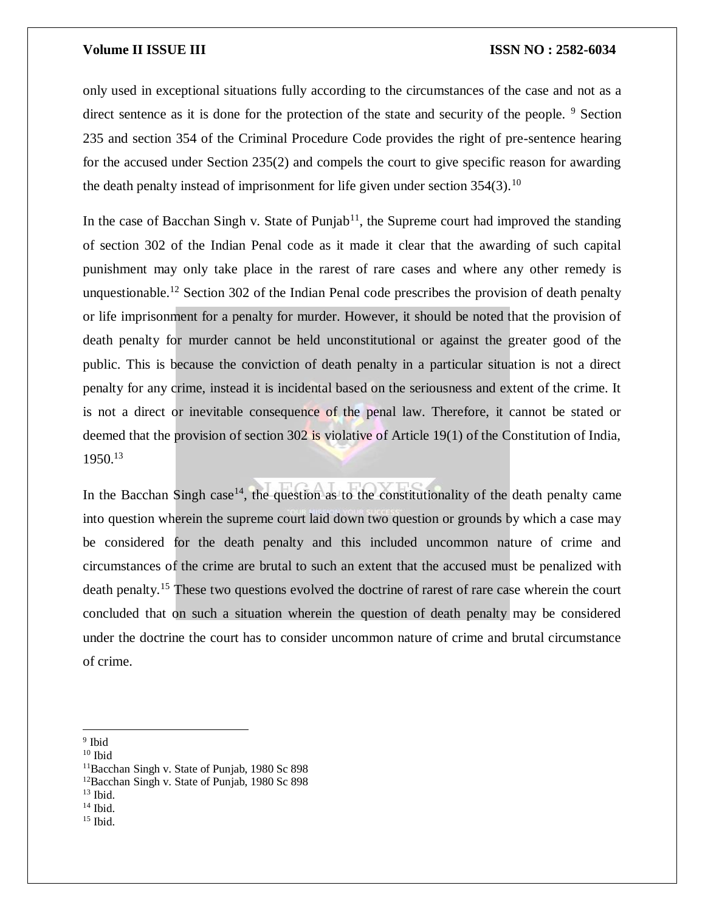only used in exceptional situations fully according to the circumstances of the case and not as a direct sentence as it is done for the protection of the state and security of the people. [9] Section 235 and section 354 of the Criminal Procedure Code provides the right of pre-sentence hearing for the accused under Section 235(2) and compels the court to give specific reason for awarding the death penalty instead of imprisonment for life given under section 354(3).[10]

In the case of Bacchan Singh v. State of Punjab[11], the Supreme court had improved the standing of section 302 of the Indian Penal code as it made it clear that the awarding of such capital punishment may only take place in the rarest of rare cases and where any other remedy is unquestionable.[12] Section 302 of the Indian Penal code prescribes the provision of death penalty or life imprisonment for a penalty for murder. However, it should be noted that the provision of death penalty for murder cannot be held unconstitutional or against the greater good of the public. This is because the conviction of death penalty in a particular situation is not a direct penalty for any crime, instead it is incidental based on the seriousness and extent of the crime. It is not a direct or inevitable consequence of the penal law. Therefore, it cannot be stated or deemed that the provision of section 302 is violative of Article 19(1) of the Constitution of India, 1950.[13]

In the Bacchan Singh case[14], the question as to the constitutionality of the death penalty came into question wherein the supreme court laid down two question or grounds by which a case may be considered for the death penalty and this included uncommon nature of crime and circumstances of the crime are brutal to such an extent that the accused must be penalized with death penalty.[15] These two questions evolved the doctrine of rarest of rare case wherein the court concluded that on such a situation wherein the question of death penalty may be considered under the doctrine the court has to consider uncommon nature of crime and brutal circumstance of crime.

---

[9] Ibid

[10] Ibid

[11] Bacchan Singh v. State of Punjab, 1980 Sc 898

[12] Bacchan Singh v. State of Punjab, 1980 Sc 898

[13] Ibid.

[14] Ibid.

[15] Ibid.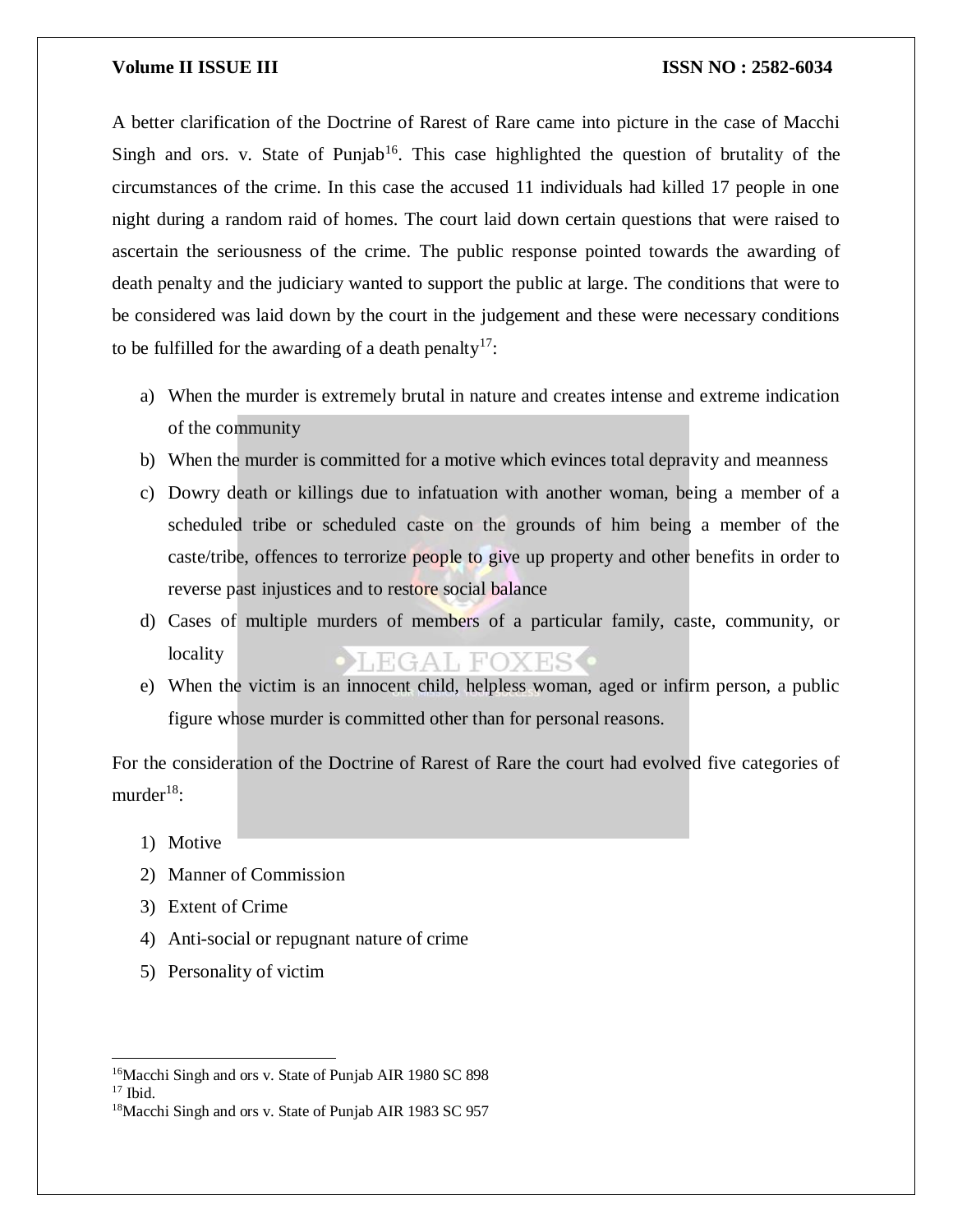A better clarification of the Doctrine of Rarest of Rare came into picture in the case of Macchi Singh and ors. v. State of Punjab[16]. This case highlighted the question of brutality of the circumstances of the crime. In this case the accused 11 individuals had killed 17 people in one night during a random raid of homes. The court laid down certain questions that were raised to ascertain the seriousness of the crime. The public response pointed towards the awarding of death penalty and the judiciary wanted to support the public at large. The conditions that were to be considered was laid down by the court in the judgement and these were necessary conditions to be fulfilled for the awarding of a death penalty[17]:

a) When the murder is extremely brutal in nature and creates intense and extreme indication of the community
b) When the murder is committed for a motive which evinces total depravity and meanness
c) Dowry death or killings due to infatuation with another woman, being a member of a scheduled tribe or scheduled caste on the grounds of him being a member of the caste/tribe, offences to terrorize people to give up property and other benefits in order to reverse past injustices and to restore social balance
d) Cases of multiple murders of members of a particular family, caste, community, or locality
e) When the victim is an innocent child, helpless woman, aged or infirm person, a public figure whose murder is committed other than for personal reasons.

For the consideration of the Doctrine of Rarest of Rare the court had evolved five categories of murder[18]:

1) Motive
2) Manner of Commission
3) Extent of Crime
4) Anti-social or repugnant nature of crime
5) Personality of victim

---

[16] Macchi Singh and ors v. State of Punjab AIR 1980 SC 898
[17] Ibid.
[18] Macchi Singh and ors v. State of Punjab AIR 1983 SC 957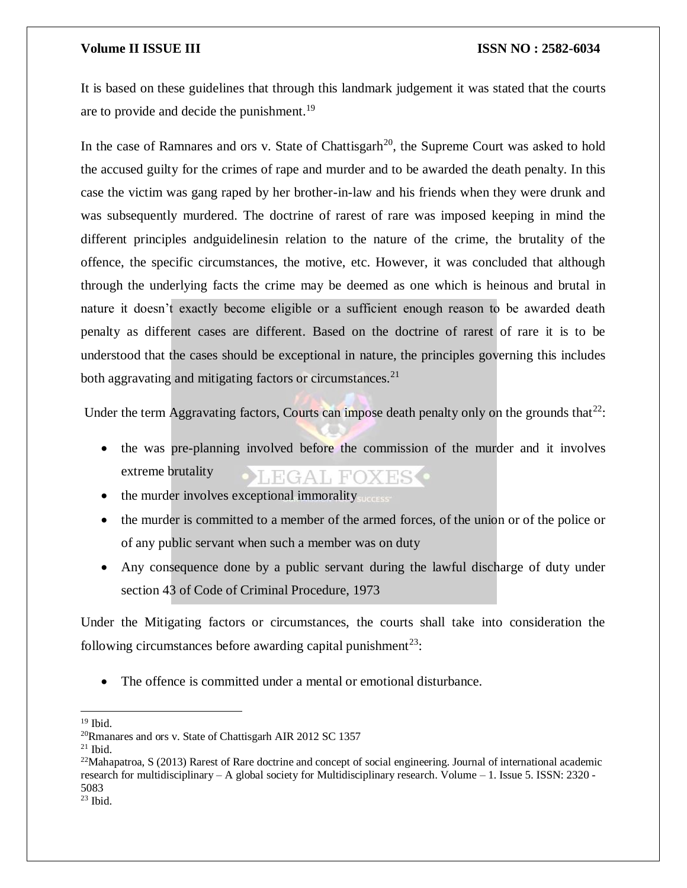It is based on these guidelines that through this landmark judgement it was stated that the courts are to provide and decide the punishment.[19]

In the case of Ramnares and ors v. State of Chattisgarh[20], the Supreme Court was asked to hold the accused guilty for the crimes of rape and murder and to be awarded the death penalty. In this case the victim was gang raped by her brother-in-law and his friends when they were drunk and was subsequently murdered. The doctrine of rarest of rare was imposed keeping in mind the different principles andguidelinesin relation to the nature of the crime, the brutality of the offence, the specific circumstances, the motive, etc. However, it was concluded that although through the underlying facts the crime may be deemed as one which is heinous and brutal in nature it doesn't exactly become eligible or a sufficient enough reason to be awarded death penalty as different cases are different. Based on the doctrine of rarest of rare it is to be understood that the cases should be exceptional in nature, the principles governing this includes both aggravating and mitigating factors or circumstances.[21]

Under the term Aggravating factors, Courts can impose death penalty only on the grounds that[22]:

- the was pre-planning involved before the commission of the murder and it involves extreme brutality
- the murder involves exceptional immorality
- the murder is committed to a member of the armed forces, of the union or of the police or of any public servant when such a member was on duty
- Any consequence done by a public servant during the lawful discharge of duty under section 43 of Code of Criminal Procedure, 1973

Under the Mitigating factors or circumstances, the courts shall take into consideration the following circumstances before awarding capital punishment[23]:

- The offence is committed under a mental or emotional disturbance.

---

[19] Ibid.

[20] Rmanares and ors v. State of Chattisgarh AIR 2012 SC 1357

[21] Ibid.

[22] Mahapatroa, S (2013) Rarest of Rare doctrine and concept of social engineering. Journal of international academic research for multidisciplinary – A global society for Multidisciplinary research. Volume – 1. Issue 5. ISSN: 2320 - 5083

[23] Ibid.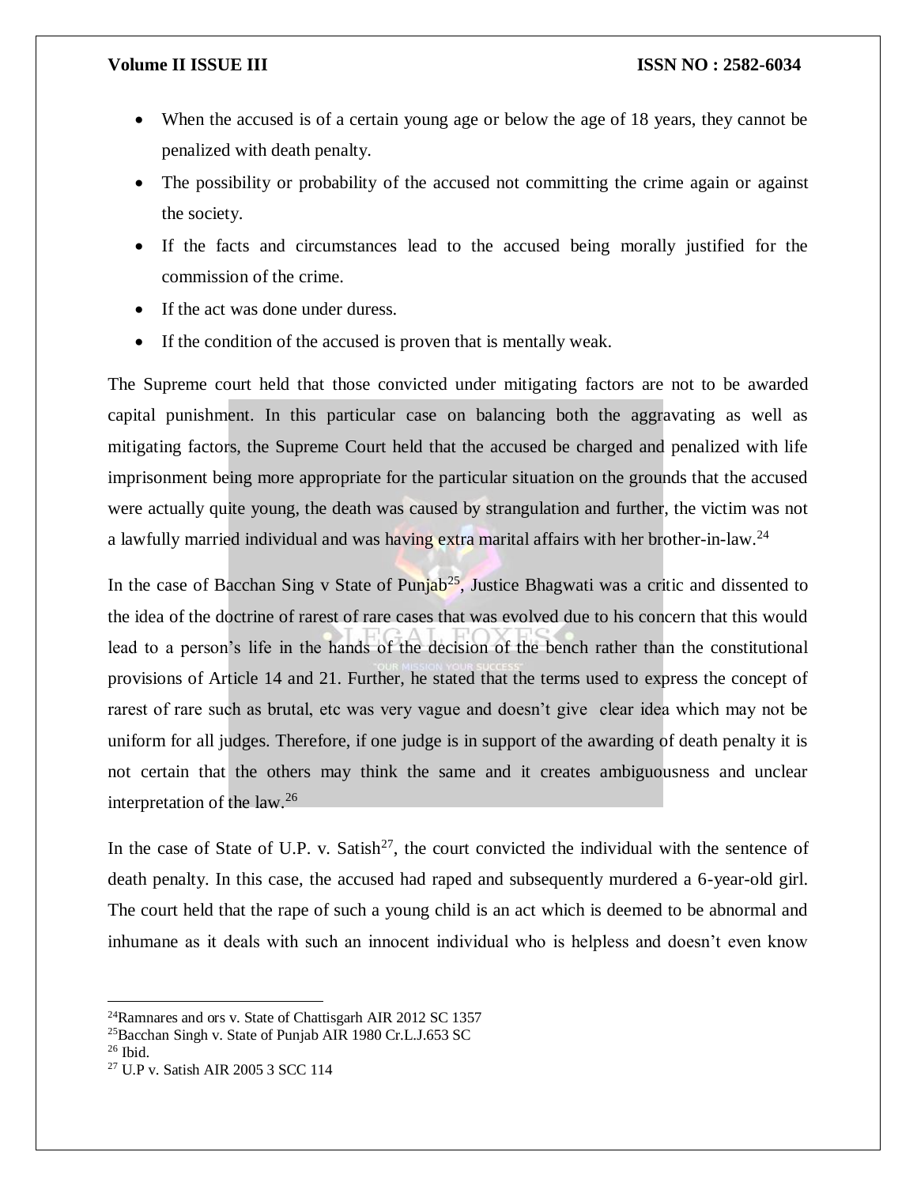- When the accused is of a certain young age or below the age of 18 years, they cannot be penalized with death penalty.
- The possibility or probability of the accused not committing the crime again or against the society.
- If the facts and circumstances lead to the accused being morally justified for the commission of the crime.
- If the act was done under duress.
- If the condition of the accused is proven that is mentally weak.

The Supreme court held that those convicted under mitigating factors are not to be awarded capital punishment. In this particular case on balancing both the aggravating as well as mitigating factors, the Supreme Court held that the accused be charged and penalized with life imprisonment being more appropriate for the particular situation on the grounds that the accused were actually quite young, the death was caused by strangulation and further, the victim was not a lawfully married individual and was having extra marital affairs with her brother-in-law.[24]

In the case of Bacchan Sing v State of Punjab[25], Justice Bhagwati was a critic and dissented to the idea of the doctrine of rarest of rare cases that was evolved due to his concern that this would lead to a person's life in the hands of the decision of the bench rather than the constitutional provisions of Article 14 and 21. Further, he stated that the terms used to express the concept of rarest of rare such as brutal, etc was very vague and doesn't give clear idea which may not be uniform for all judges. Therefore, if one judge is in support of the awarding of death penalty it is not certain that the others may think the same and it creates ambiguousness and unclear interpretation of the law.[26]

In the case of State of U.P. v. Satish[27], the court convicted the individual with the sentence of death penalty. In this case, the accused had raped and subsequently murdered a 6-year-old girl. The court held that the rape of such a young child is an act which is deemed to be abnormal and inhumane as it deals with such an innocent individual who is helpless and doesn't even know

---

[24]Ramnares and ors v. State of Chattisgarh AIR 2012 SC 1357

[25]Bacchan Singh v. State of Punjab AIR 1980 Cr.L.J.653 SC

[26] Ibid.

[27] U.P v. Satish AIR 2005 3 SCC 114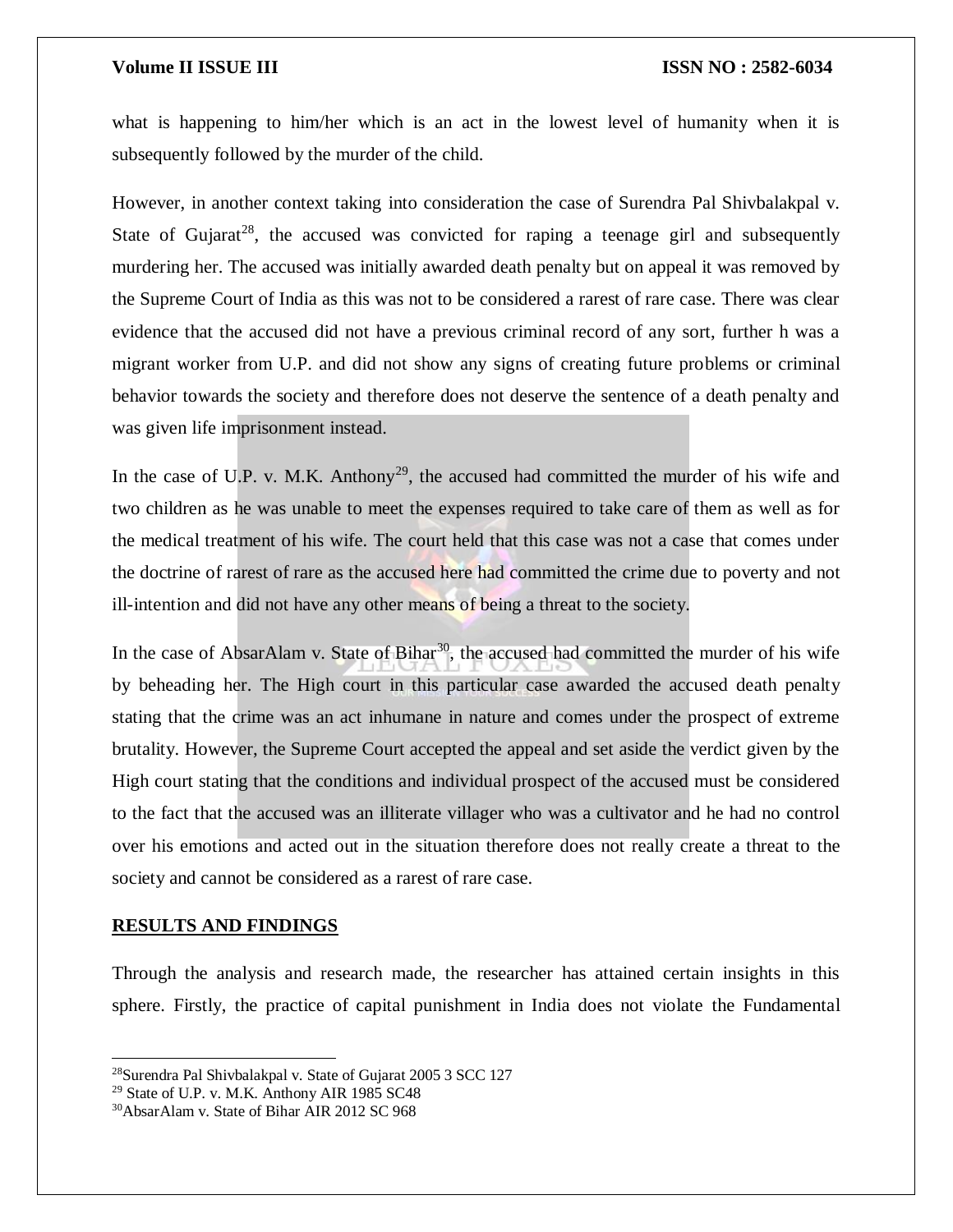what is happening to him/her which is an act in the lowest level of humanity when it is subsequently followed by the murder of the child.

However, in another context taking into consideration the case of Surendra Pal Shivbalakpal v. State of Gujarat[28], the accused was convicted for raping a teenage girl and subsequently murdering her. The accused was initially awarded death penalty but on appeal it was removed by the Supreme Court of India as this was not to be considered a rarest of rare case. There was clear evidence that the accused did not have a previous criminal record of any sort, further h was a migrant worker from U.P. and did not show any signs of creating future problems or criminal behavior towards the society and therefore does not deserve the sentence of a death penalty and was given life imprisonment instead.

In the case of U.P. v. M.K. Anthony[29], the accused had committed the murder of his wife and two children as he was unable to meet the expenses required to take care of them as well as for the medical treatment of his wife. The court held that this case was not a case that comes under the doctrine of rarest of rare as the accused here had committed the crime due to poverty and not ill-intention and did not have any other means of being a threat to the society.

In the case of AbsarAlam v. State of Bihar[30], the accused had committed the murder of his wife by beheading her. The High court in this particular case awarded the accused death penalty stating that the crime was an act inhumane in nature and comes under the prospect of extreme brutality. However, the Supreme Court accepted the appeal and set aside the verdict given by the High court stating that the conditions and individual prospect of the accused must be considered to the fact that the accused was an illiterate villager who was a cultivator and he had no control over his emotions and acted out in the situation therefore does not really create a threat to the society and cannot be considered as a rarest of rare case.

## RESULTS AND FINDINGS

Through the analysis and research made, the researcher has attained certain insights in this sphere. Firstly, the practice of capital punishment in India does not violate the Fundamental

---

[28] Surendra Pal Shivbalakpal v. State of Gujarat 2005 3 SCC 127

[29] State of U.P. v. M.K. Anthony AIR 1985 SC48

[30] AbsarAlam v. State of Bihar AIR 2012 SC 968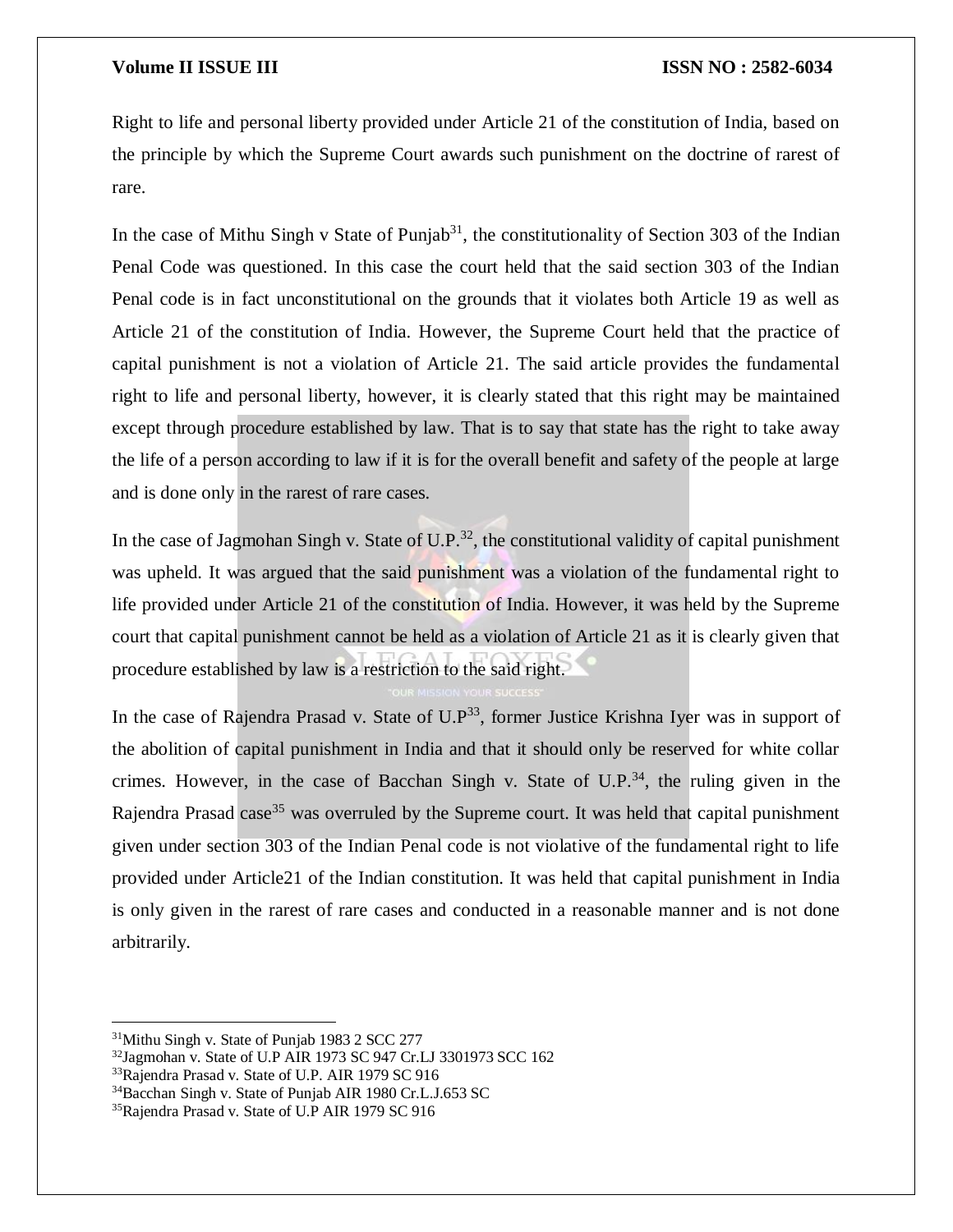Right to life and personal liberty provided under Article 21 of the constitution of India, based on the principle by which the Supreme Court awards such punishment on the doctrine of rarest of rare.

In the case of Mithu Singh v State of Punjab[31], the constitutionality of Section 303 of the Indian Penal Code was questioned. In this case the court held that the said section 303 of the Indian Penal code is in fact unconstitutional on the grounds that it violates both Article 19 as well as Article 21 of the constitution of India. However, the Supreme Court held that the practice of capital punishment is not a violation of Article 21. The said article provides the fundamental right to life and personal liberty, however, it is clearly stated that this right may be maintained except through procedure established by law. That is to say that state has the right to take away the life of a person according to law if it is for the overall benefit and safety of the people at large and is done only in the rarest of rare cases.

In the case of Jagmohan Singh v. State of U.P.[32], the constitutional validity of capital punishment was upheld. It was argued that the said punishment was a violation of the fundamental right to life provided under Article 21 of the constitution of India. However, it was held by the Supreme court that capital punishment cannot be held as a violation of Article 21 as it is clearly given that procedure established by law is a restriction to the said right.

In the case of Rajendra Prasad v. State of U.P[33], former Justice Krishna Iyer was in support of the abolition of capital punishment in India and that it should only be reserved for white collar crimes. However, in the case of Bacchan Singh v. State of U.P.[34], the ruling given in the Rajendra Prasad case[35] was overruled by the Supreme court. It was held that capital punishment given under section 303 of the Indian Penal code is not violative of the fundamental right to life provided under Article21 of the Indian constitution. It was held that capital punishment in India is only given in the rarest of rare cases and conducted in a reasonable manner and is not done arbitrarily.

---

[31]Mithu Singh v. State of Punjab 1983 2 SCC 277

[32]Jagmohan v. State of U.P AIR 1973 SC 947 Cr.LJ 3301973 SCC 162

[33]Rajendra Prasad v. State of U.P. AIR 1979 SC 916

[34]Bacchan Singh v. State of Punjab AIR 1980 Cr.L.J.653 SC

[35]Rajendra Prasad v. State of U.P AIR 1979 SC 916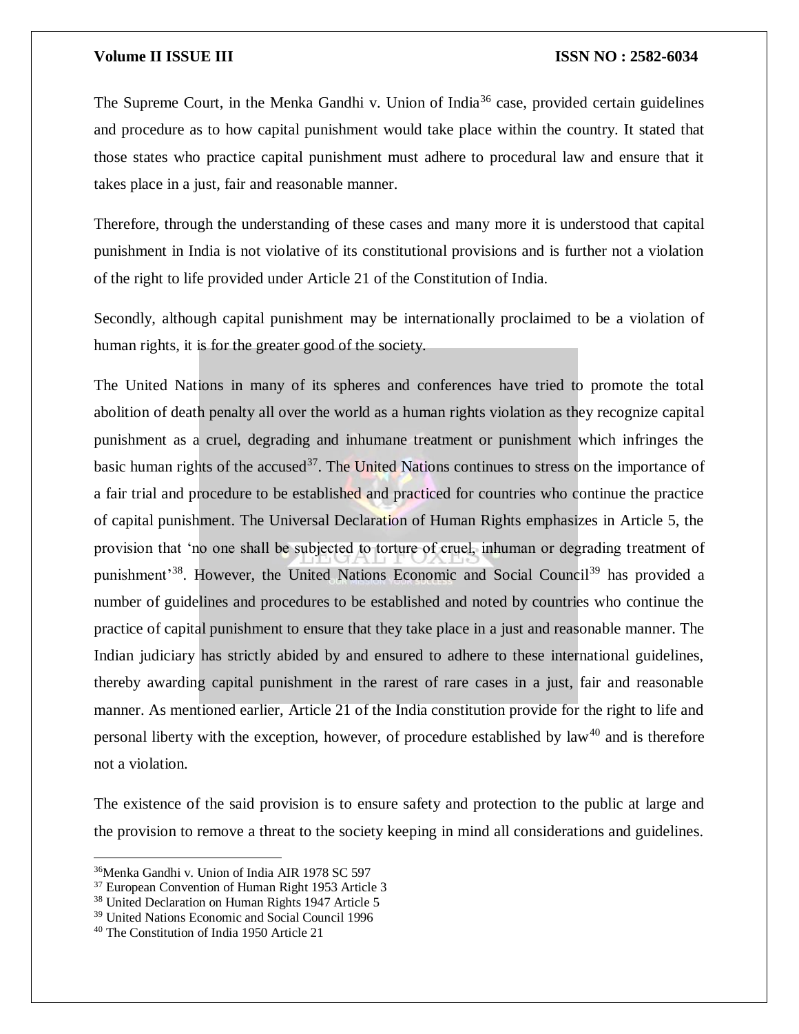The Supreme Court, in the Menka Gandhi v. Union of India[36] case, provided certain guidelines and procedure as to how capital punishment would take place within the country. It stated that those states who practice capital punishment must adhere to procedural law and ensure that it takes place in a just, fair and reasonable manner.

Therefore, through the understanding of these cases and many more it is understood that capital punishment in India is not violative of its constitutional provisions and is further not a violation of the right to life provided under Article 21 of the Constitution of India.

Secondly, although capital punishment may be internationally proclaimed to be a violation of human rights, it is for the greater good of the society.

The United Nations in many of its spheres and conferences have tried to promote the total abolition of death penalty all over the world as a human rights violation as they recognize capital punishment as a cruel, degrading and inhumane treatment or punishment which infringes the basic human rights of the accused[37]. The United Nations continues to stress on the importance of a fair trial and procedure to be established and practiced for countries who continue the practice of capital punishment. The Universal Declaration of Human Rights emphasizes in Article 5, the provision that 'no one shall be subjected to torture of cruel, inhuman or degrading treatment of punishment'[38]. However, the United Nations Economic and Social Council[39] has provided a number of guidelines and procedures to be established and noted by countries who continue the practice of capital punishment to ensure that they take place in a just and reasonable manner. The Indian judiciary has strictly abided by and ensured to adhere to these international guidelines, thereby awarding capital punishment in the rarest of rare cases in a just, fair and reasonable manner. As mentioned earlier, Article 21 of the India constitution provide for the right to life and personal liberty with the exception, however, of procedure established by law[40] and is therefore not a violation.

The existence of the said provision is to ensure safety and protection to the public at large and the provision to remove a threat to the society keeping in mind all considerations and guidelines.

---

[36] Menka Gandhi v. Union of India AIR 1978 SC 597

[37] European Convention of Human Right 1953 Article 3

[38] United Declaration on Human Rights 1947 Article 5

[39] United Nations Economic and Social Council 1996

[40] The Constitution of India 1950 Article 21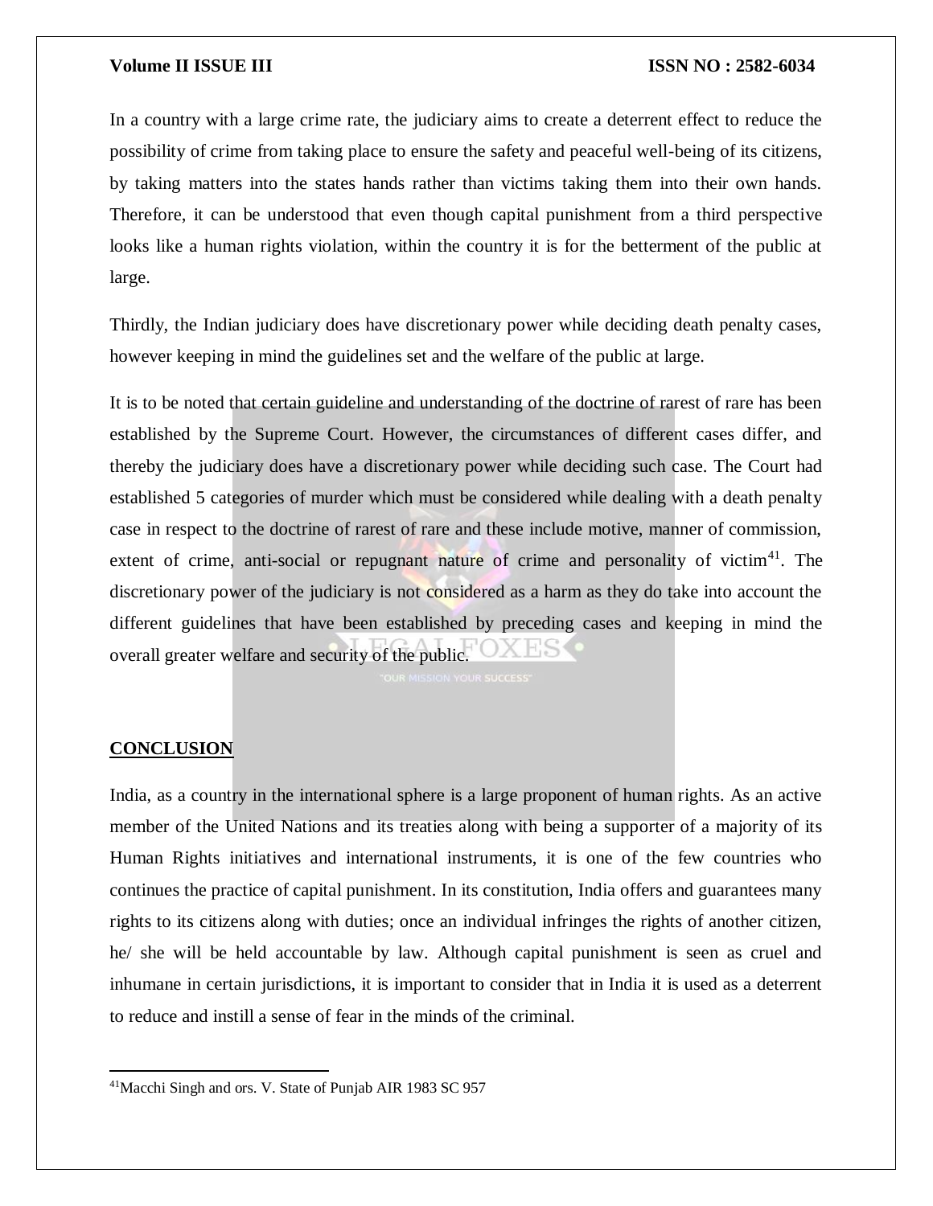In a country with a large crime rate, the judiciary aims to create a deterrent effect to reduce the possibility of crime from taking place to ensure the safety and peaceful well-being of its citizens, by taking matters into the states hands rather than victims taking them into their own hands. Therefore, it can be understood that even though capital punishment from a third perspective looks like a human rights violation, within the country it is for the betterment of the public at large.

Thirdly, the Indian judiciary does have discretionary power while deciding death penalty cases, however keeping in mind the guidelines set and the welfare of the public at large.

It is to be noted that certain guideline and understanding of the doctrine of rarest of rare has been established by the Supreme Court. However, the circumstances of different cases differ, and thereby the judiciary does have a discretionary power while deciding such case. The Court had established 5 categories of murder which must be considered while dealing with a death penalty case in respect to the doctrine of rarest of rare and these include motive, manner of commission, extent of crime, anti-social or repugnant nature of crime and personality of victim[41]. The discretionary power of the judiciary is not considered as a harm as they do take into account the different guidelines that have been established by preceding cases and keeping in mind the overall greater welfare and security of the public.

## CONCLUSION

India, as a country in the international sphere is a large proponent of human rights. As an active member of the United Nations and its treaties along with being a supporter of a majority of its Human Rights initiatives and international instruments, it is one of the few countries who continues the practice of capital punishment. In its constitution, India offers and guarantees many rights to its citizens along with duties; once an individual infringes the rights of another citizen, he/ she will be held accountable by law. Although capital punishment is seen as cruel and inhumane in certain jurisdictions, it is important to consider that in India it is used as a deterrent to reduce and instill a sense of fear in the minds of the criminal.

---

[41] Macchi Singh and ors. V. State of Punjab AIR 1983 SC 957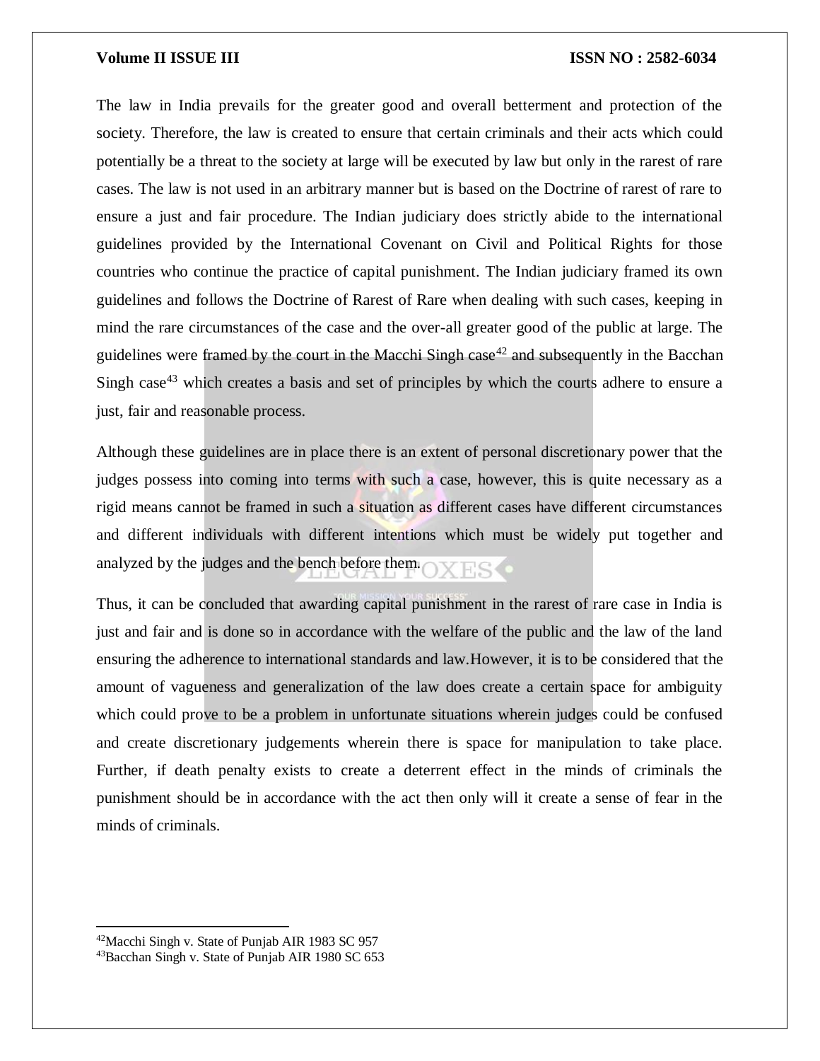The law in India prevails for the greater good and overall betterment and protection of the society. Therefore, the law is created to ensure that certain criminals and their acts which could potentially be a threat to the society at large will be executed by law but only in the rarest of rare cases. The law is not used in an arbitrary manner but is based on the Doctrine of rarest of rare to ensure a just and fair procedure. The Indian judiciary does strictly abide to the international guidelines provided by the International Covenant on Civil and Political Rights for those countries who continue the practice of capital punishment. The Indian judiciary framed its own guidelines and follows the Doctrine of Rarest of Rare when dealing with such cases, keeping in mind the rare circumstances of the case and the over-all greater good of the public at large. The guidelines were framed by the court in the Macchi Singh case[42] and subsequently in the Bacchan Singh case[43] which creates a basis and set of principles by which the courts adhere to ensure a just, fair and reasonable process.

Although these guidelines are in place there is an extent of personal discretionary power that the judges possess into coming into terms with such a case, however, this is quite necessary as a rigid means cannot be framed in such a situation as different cases have different circumstances and different individuals with different intentions which must be widely put together and analyzed by the judges and the bench before them.

Thus, it can be concluded that awarding capital punishment in the rarest of rare case in India is just and fair and is done so in accordance with the welfare of the public and the law of the land ensuring the adherence to international standards and law.However, it is to be considered that the amount of vagueness and generalization of the law does create a certain space for ambiguity which could prove to be a problem in unfortunate situations wherein judges could be confused and create discretionary judgements wherein there is space for manipulation to take place. Further, if death penalty exists to create a deterrent effect in the minds of criminals the punishment should be in accordance with the act then only will it create a sense of fear in the minds of criminals.

---

[42]Macchi Singh v. State of Punjab AIR 1983 SC 957

[43]Bacchan Singh v. State of Punjab AIR 1980 SC 653